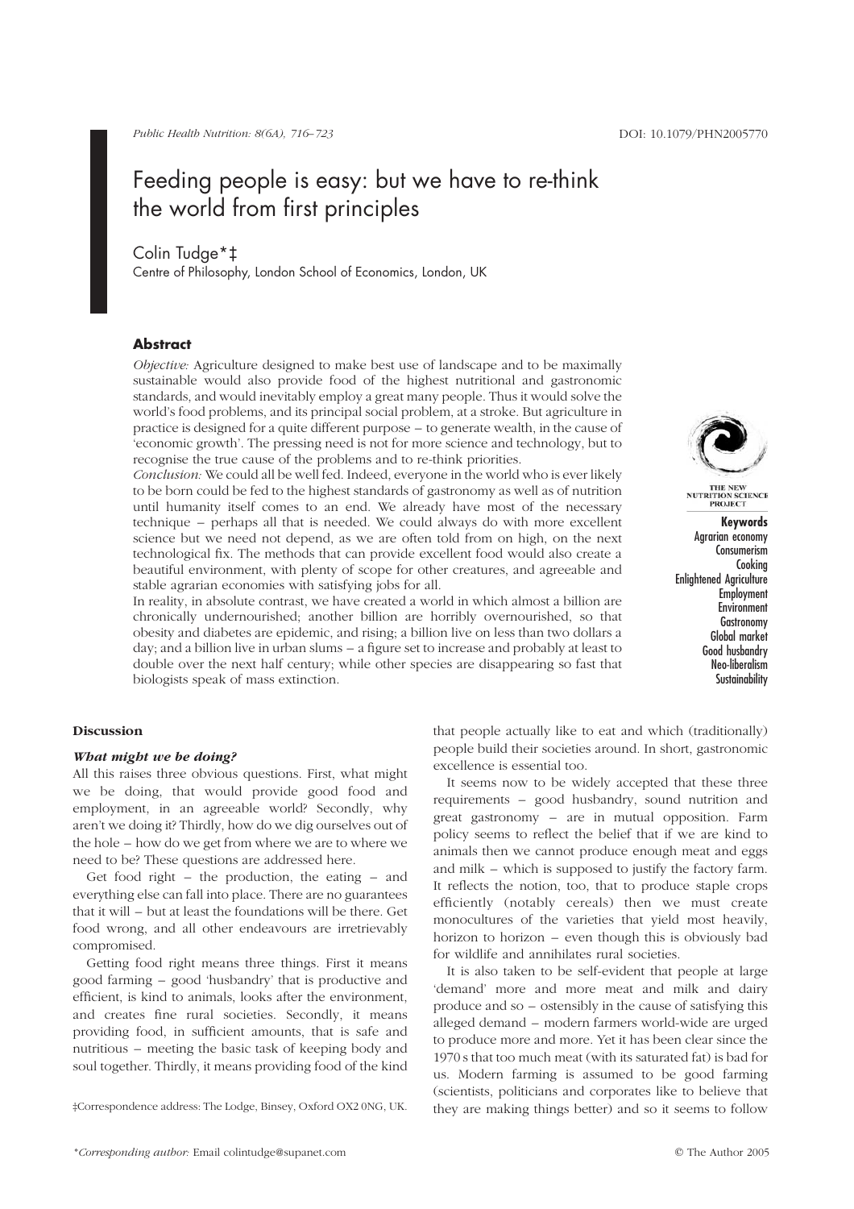# Feeding people is easy: but we have to re-think the world from first principles

Colin Tudge*‡

Centre of Philosophy, London School of Economics, London, UK

## Abstract

*Objective:* Agriculture designed to make best use of landscape and to be maximally sustainable would also provide food of the highest nutritional and gastronomic standards, and would inevitably employ a great many people. Thus it would solve the world's food problems, and its principal social problem, at a stroke. But agriculture in practice is designed for a quite different purpose – to generate wealth, in the cause of 'economic growth'. The pressing need is not for more science and technology, but to recognise the true cause of the problems and to re-think priorities.

*Conclusion:* We could all be well fed. Indeed, everyone in the world who is ever likely to be born could be fed to the highest standards of gastronomy as well as of nutrition until humanity itself comes to an end. We already have most of the necessary technique – perhaps all that is needed. We could always do with more excellent science but we need not depend, as we are often told from on high, on the next technological fix. The methods that can provide excellent food would also create a beautiful environment, with plenty of scope for other creatures, and agreeable and stable agrarian economies with satisfying jobs for all.

In reality, in absolute contrast, we have created a world in which almost a billion are chronically undernourished; another billion are horribly overnourished, so that obesity and diabetes are epidemic, and rising; a billion live on less than two dollars a day; and a billion live in urban slums – a figure set to increase and probably at least to double over the next half century; while other species are disappearing so fast that biologists speak of mass extinction.

THE NEW NUTRITION SCIENCE PROJECT

**Keywords**
Agrarian economy
Consumerism
Cooking
Enlightened Agriculture
Employment
Environment
Gastronomy
Global market
Good husbandry
Neo-liberalism
Sustainability

### Discussion

#### *What might we be doing?*

All this raises three obvious questions. First, what might we be doing, that would provide good food and employment, in an agreeable world? Secondly, why aren't we doing it? Thirdly, how do we dig ourselves out of the hole – how do we get from where we are to where we need to be? These questions are addressed here.

Get food right – the production, the eating – and everything else can fall into place. There are no guarantees that it will – but at least the foundations will be there. Get food wrong, and all other endeavours are irretrievably compromised.

Getting food right means three things. First it means good farming – good 'husbandry' that is productive and efficient, is kind to animals, looks after the environment, and creates fine rural societies. Secondly, it means providing food, in sufficient amounts, that is safe and nutritious – meeting the basic task of keeping body and soul together. Thirdly, it means providing food of the kind that people actually like to eat and which (traditionally) people build their societies around. In short, gastronomic excellence is essential too.

It seems now to be widely accepted that these three requirements – good husbandry, sound nutrition and great gastronomy – are in mutual opposition. Farm policy seems to reflect the belief that if we are kind to animals then we cannot produce enough meat and eggs and milk – which is supposed to justify the factory farm. It reflects the notion, too, that to produce staple crops efficiently (notably cereals) then we must create monocultures of the varieties that yield most heavily, horizon to horizon – even though this is obviously bad for wildlife and annihilates rural societies.

It is also taken to be self-evident that people at large 'demand' more and more meat and milk and dairy produce and so – ostensibly in the cause of satisfying this alleged demand – modern farmers world-wide are urged to produce more and more. Yet it has been clear since the 1970 s that too much meat (with its saturated fat) is bad for us. Modern farming is assumed to be good farming (scientists, politicians and corporates like to believe that they are making things better) and so it seems to follow

‡Correspondence address: The Lodge, Binsey, Oxford OX2 0NG, UK.

*Corresponding author: Email colintudge@supanet.com

© The Author 2005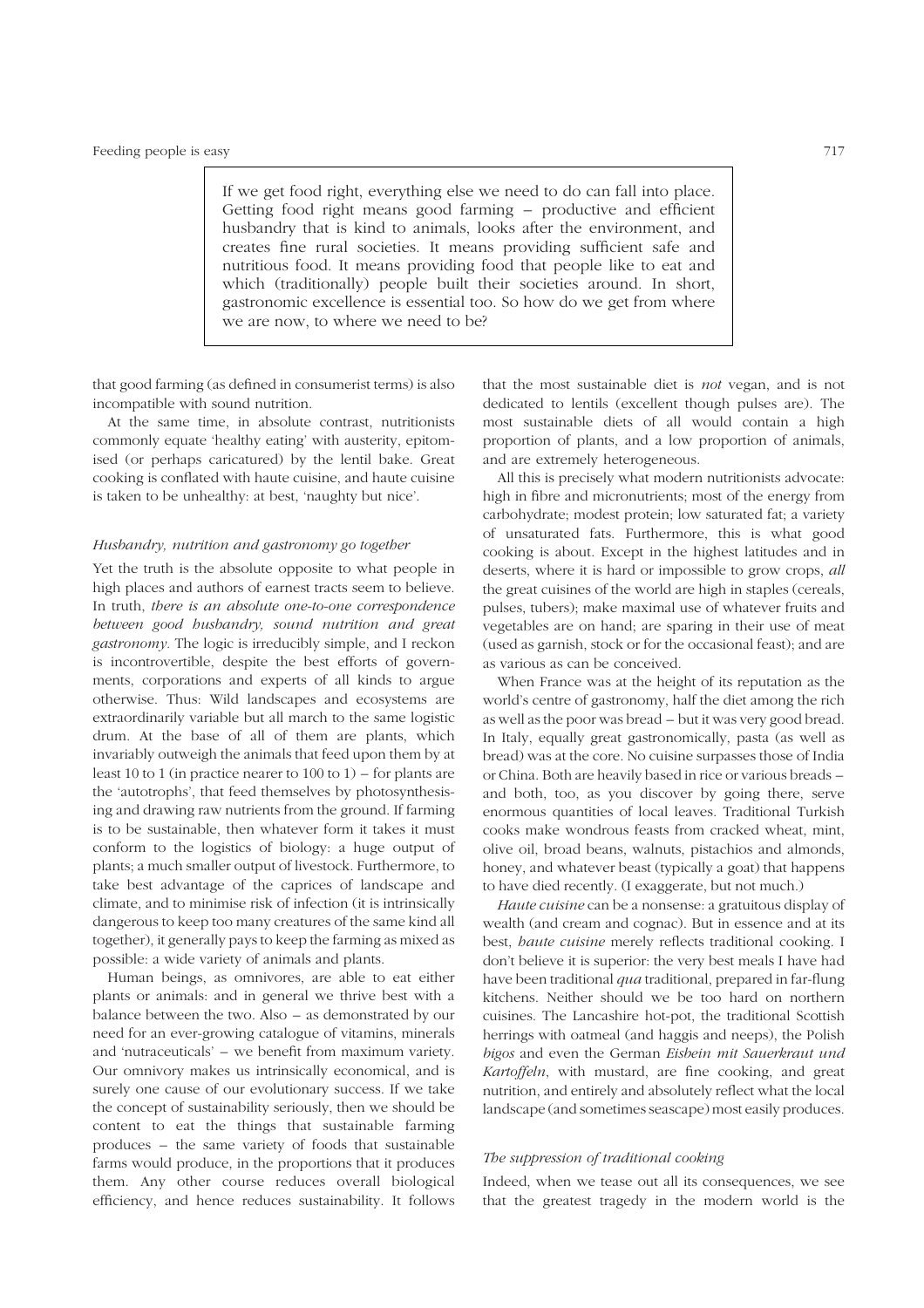> If we get food right, everything else we need to do can fall into place. Getting food right means good farming – productive and efficient husbandry that is kind to animals, looks after the environment, and creates fine rural societies. It means providing sufficient safe and nutritious food. It means providing food that people like to eat and which (traditionally) people built their societies around. In short, gastronomic excellence is essential too. So how do we get from where we are now, to where we need to be?

that good farming (as defined in consumerist terms) is also incompatible with sound nutrition.

At the same time, in absolute contrast, nutritionists commonly equate 'healthy eating' with austerity, epitomised (or perhaps caricatured) by the lentil bake. Great cooking is conflated with haute cuisine, and haute cuisine is taken to be unhealthy: at best, 'naughty but nice'.

### *Husbandry, nutrition and gastronomy go together*

Yet the truth is the absolute opposite to what people in high places and authors of earnest tracts seem to believe. In truth, *there is an absolute one-to-one correspondence between good husbandry, sound nutrition and great gastronomy*. The logic is irreducibly simple, and I reckon is incontrovertible, despite the best efforts of governments, corporations and experts of all kinds to argue otherwise. Thus: Wild landscapes and ecosystems are extraordinarily variable but all march to the same logistic drum. At the base of all of them are plants, which invariably outweigh the animals that feed upon them by at least 10 to 1 (in practice nearer to 100 to 1) – for plants are the 'autotrophs', that feed themselves by photosynthesising and drawing raw nutrients from the ground. If farming is to be sustainable, then whatever form it takes it must conform to the logistics of biology: a huge output of plants; a much smaller output of livestock. Furthermore, to take best advantage of the caprices of landscape and climate, and to minimise risk of infection (it is intrinsically dangerous to keep too many creatures of the same kind all together), it generally pays to keep the farming as mixed as possible: a wide variety of animals and plants.

Human beings, as omnivores, are able to eat either plants or animals: and in general we thrive best with a balance between the two. Also – as demonstrated by our need for an ever-growing catalogue of vitamins, minerals and 'nutraceuticals' – we benefit from maximum variety. Our omnivory makes us intrinsically economical, and is surely one cause of our evolutionary success. If we take the concept of sustainability seriously, then we should be content to eat the things that sustainable farming produces – the same variety of foods that sustainable farms would produce, in the proportions that it produces them. Any other course reduces overall biological efficiency, and hence reduces sustainability. It follows that the most sustainable diet is *not* vegan, and is not dedicated to lentils (excellent though pulses are). The most sustainable diets of all would contain a high proportion of plants, and a low proportion of animals, and are extremely heterogeneous.

All this is precisely what modern nutritionists advocate: high in fibre and micronutrients; most of the energy from carbohydrate; modest protein; low saturated fat; a variety of unsaturated fats. Furthermore, this is what good cooking is about. Except in the highest latitudes and in deserts, where it is hard or impossible to grow crops, *all* the great cuisines of the world are high in staples (cereals, pulses, tubers); make maximal use of whatever fruits and vegetables are on hand; are sparing in their use of meat (used as garnish, stock or for the occasional feast); and are as various as can be conceived.

When France was at the height of its reputation as the world's centre of gastronomy, half the diet among the rich as well as the poor was bread – but it was very good bread. In Italy, equally great gastronomically, pasta (as well as bread) was at the core. No cuisine surpasses those of India or China. Both are heavily based in rice or various breads – and both, too, as you discover by going there, serve enormous quantities of local leaves. Traditional Turkish cooks make wondrous feasts from cracked wheat, mint, olive oil, broad beans, walnuts, pistachios and almonds, honey, and whatever beast (typically a goat) that happens to have died recently. (I exaggerate, but not much.)

*Haute cuisine* can be a nonsense: a gratuitous display of wealth (and cream and cognac). But in essence and at its best, *haute cuisine* merely reflects traditional cooking. I don't believe it is superior: the very best meals I have had have been traditional *qua* traditional, prepared in far-flung kitchens. Neither should we be too hard on northern cuisines. The Lancashire hot-pot, the traditional Scottish herrings with oatmeal (and haggis and neeps), the Polish *bigos* and even the German *Eisbein mit Sauerkraut und Kartoffeln*, with mustard, are fine cooking, and great nutrition, and entirely and absolutely reflect what the local landscape (and sometimes seascape) most easily produces.

### *The suppression of traditional cooking*

Indeed, when we tease out all its consequences, we see that the greatest tragedy in the modern world is the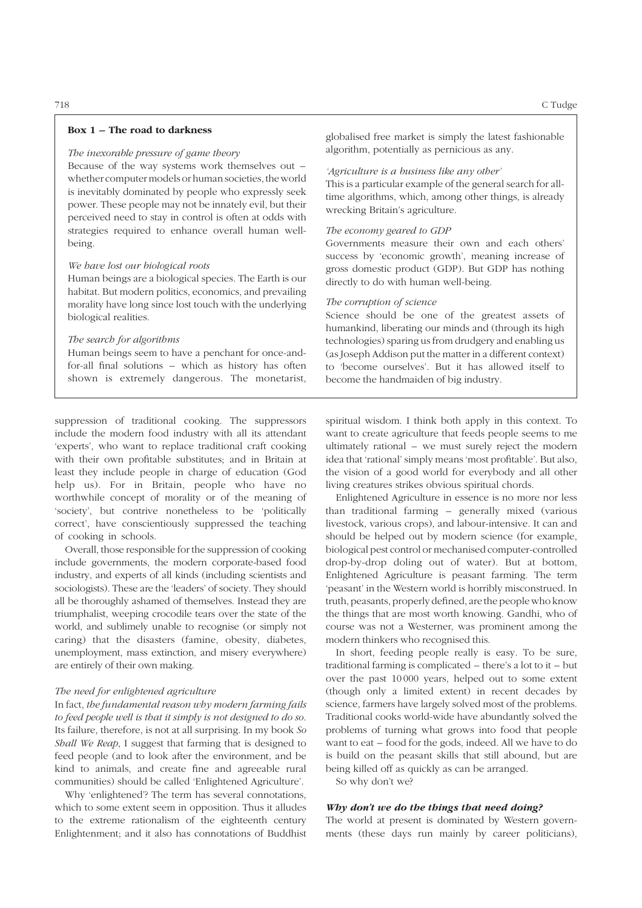**Box 1 – The road to darkness**

*The inexorable pressure of game theory*

Because of the way systems work themselves out – whether computer models or human societies, the world is inevitably dominated by people who expressly seek power. These people may not be innately evil, but their perceived need to stay in control is often at odds with strategies required to enhance overall human well-being.

*We have lost our biological roots*

Human beings are a biological species. The Earth is our habitat. But modern politics, economics, and prevailing morality have long since lost touch with the underlying biological realities.

*The search for algorithms*

Human beings seem to have a penchant for once-and-for-all final solutions – which as history has often shown is extremely dangerous. The monetarist, globalised free market is simply the latest fashionable algorithm, potentially as pernicious as any.

*'Agriculture is a business like any other'*

This is a particular example of the general search for all-time algorithms, which, among other things, is already wrecking Britain's agriculture.

*The economy geared to GDP*

Governments measure their own and each others' success by 'economic growth', meaning increase of gross domestic product (GDP). But GDP has nothing directly to do with human well-being.

*The corruption of science*

Science should be one of the greatest assets of humankind, liberating our minds and (through its high technologies) sparing us from drudgery and enabling us (as Joseph Addison put the matter in a different context) to 'become ourselves'. But it has allowed itself to become the handmaiden of big industry.

---

suppression of traditional cooking. The suppressors include the modern food industry with all its attendant 'experts', who want to replace traditional craft cooking with their own profitable substitutes; and in Britain at least they include people in charge of education (God help us). For in Britain, people who have no worthwhile concept of morality or of the meaning of 'society', but contrive nonetheless to be 'politically correct', have conscientiously suppressed the teaching of cooking in schools.

Overall, those responsible for the suppression of cooking include governments, the modern corporate-based food industry, and experts of all kinds (including scientists and sociologists). These are the 'leaders' of society. They should all be thoroughly ashamed of themselves. Instead they are triumphalist, weeping crocodile tears over the state of the world, and sublimely unable to recognise (or simply not caring) that the disasters (famine, obesity, diabetes, unemployment, mass extinction, and misery everywhere) are entirely of their own making.

### *The need for enlightened agriculture*

In fact, *the fundamental reason why modern farming fails to feed people well is that it simply is not designed to do so.* Its failure, therefore, is not at all surprising. In my book *So Shall We Reap*, I suggest that farming that is designed to feed people (and to look after the environment, and be kind to animals, and create fine and agreeable rural communities) should be called 'Enlightened Agriculture'.

Why 'enlightened'? The term has several connotations, which to some extent seem in opposition. Thus it alludes to the extreme rationalism of the eighteenth century Enlightenment; and it also has connotations of Buddhist spiritual wisdom. I think both apply in this context. To want to create agriculture that feeds people seems to me ultimately rational – we must surely reject the modern idea that 'rational' simply means 'most profitable'. But also, the vision of a good world for everybody and all other living creatures strikes obvious spiritual chords.

Enlightened Agriculture in essence is no more nor less than traditional farming – generally mixed (various livestock, various crops), and labour-intensive. It can and should be helped out by modern science (for example, biological pest control or mechanised computer-controlled drop-by-drop doling out of water). But at bottom, Enlightened Agriculture is peasant farming. The term 'peasant' in the Western world is horribly misconstrued. In truth, peasants, properly defined, are the people who know the things that are most worth knowing. Gandhi, who of course was not a Westerner, was prominent among the modern thinkers who recognised this.

In short, feeding people really is easy. To be sure, traditional farming is complicated – there's a lot to it – but over the past 10 000 years, helped out to some extent (though only a limited extent) in recent decades by science, farmers have largely solved most of the problems. Traditional cooks world-wide have abundantly solved the problems of turning what grows into food that people want to eat – food for the gods, indeed. All we have to do is build on the peasant skills that still abound, but are being killed off as quickly as can be arranged.

So why don't we?

### ***Why don't we do the things that need doing?***

The world at present is dominated by Western governments (these days run mainly by career politicians),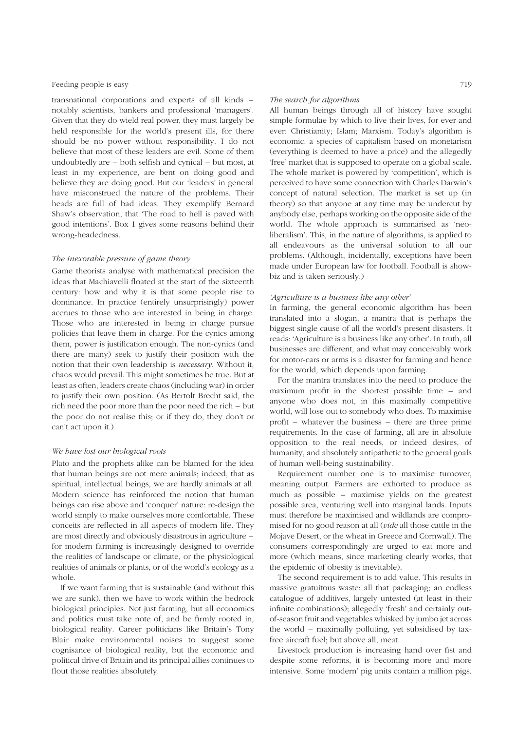transnational corporations and experts of all kinds – notably scientists, bankers and professional 'managers'. Given that they do wield real power, they must largely be held responsible for the world's present ills, for there should be no power without responsibility. I do not believe that most of these leaders are evil. Some of them undoubtedly are – both selfish and cynical – but most, at least in my experience, are bent on doing good and believe they are doing good. But our 'leaders' in general have misconstrued the nature of the problems. Their heads are full of bad ideas. They exemplify Bernard Shaw's observation, that 'The road to hell is paved with good intentions'. Box 1 gives some reasons behind their wrong-headedness.

*The inexorable pressure of game theory*

Game theorists analyse with mathematical precision the ideas that Machiavelli floated at the start of the sixteenth century: how and why it is that some people rise to dominance. In practice (entirely unsurprisingly) power accrues to those who are interested in being in charge. Those who are interested in being in charge pursue policies that leave them in charge. For the cynics among them, power is justification enough. The non-cynics (and there are many) seek to justify their position with the notion that their own leadership is *necessary*. Without it, chaos would prevail. This might sometimes be true. But at least as often, leaders create chaos (including war) in order to justify their own position. (As Bertolt Brecht said, the rich need the poor more than the poor need the rich – but the poor do not realise this; or if they do, they don't or can't act upon it.)

*We have lost our biological roots*

Plato and the prophets alike can be blamed for the idea that human beings are not mere animals; indeed, that as spiritual, intellectual beings, we are hardly animals at all. Modern science has reinforced the notion that human beings can rise above and 'conquer' nature: re-design the world simply to make ourselves more comfortable. These conceits are reflected in all aspects of modern life. They are most directly and obviously disastrous in agriculture – for modern farming is increasingly designed to override the realities of landscape or climate, or the physiological realities of animals or plants, or of the world's ecology as a whole.

If we want farming that is sustainable (and without this we are sunk), then we have to work within the bedrock biological principles. Not just farming, but all economics and politics must take note of, and be firmly rooted in, biological reality. Career politicians like Britain's Tony Blair make environmental noises to suggest some cognisance of biological reality, but the economic and political drive of Britain and its principal allies continues to flout those realities absolutely.

*The search for algorithms*

All human beings through all of history have sought simple formulae by which to live their lives, for ever and ever: Christianity; Islam; Marxism. Today's algorithm is economic: a species of capitalism based on monetarism (everything is deemed to have a price) and the allegedly 'free' market that is supposed to operate on a global scale. The whole market is powered by 'competition', which is perceived to have some connection with Charles Darwin's concept of natural selection. The market is set up (in theory) so that anyone at any time may be undercut by anybody else, perhaps working on the opposite side of the world. The whole approach is summarised as 'neo-liberalism'. This, in the nature of algorithms, is applied to all endeavours as the universal solution to all our problems. (Although, incidentally, exceptions have been made under European law for football. Football is show-biz and is taken seriously.)

*'Agriculture is a business like any other'*

In farming, the general economic algorithm has been translated into a slogan, a mantra that is perhaps the biggest single cause of all the world's present disasters. It reads: 'Agriculture is a business like any other'. In truth, all businesses are different, and what may conceivably work for motor-cars or arms is a disaster for farming and hence for the world, which depends upon farming.

For the mantra translates into the need to produce the maximum profit in the shortest possible time – and anyone who does not, in this maximally competitive world, will lose out to somebody who does. To maximise profit – whatever the business – there are three prime requirements. In the case of farming, all are in absolute opposition to the real needs, or indeed desires, of humanity, and absolutely antipathetic to the general goals of human well-being sustainability.

Requirement number one is to maximise turnover, meaning output. Farmers are exhorted to produce as much as possible – maximise yields on the greatest possible area, venturing well into marginal lands. Inputs must therefore be maximised and wildlands are compromised for no good reason at all (*vide* all those cattle in the Mojave Desert, or the wheat in Greece and Cornwall). The consumers correspondingly are urged to eat more and more (which means, since marketing clearly works, that the epidemic of obesity is inevitable).

The second requirement is to add value. This results in massive gratuitous waste: all that packaging; an endless catalogue of additives, largely untested (at least in their infinite combinations); allegedly 'fresh' and certainly out-of-season fruit and vegetables whisked by jumbo jet across the world – maximally polluting, yet subsidised by tax-free aircraft fuel; but above all, meat.

Livestock production is increasing hand over fist and despite some reforms, it is becoming more and more intensive. Some 'modern' pig units contain a million pigs.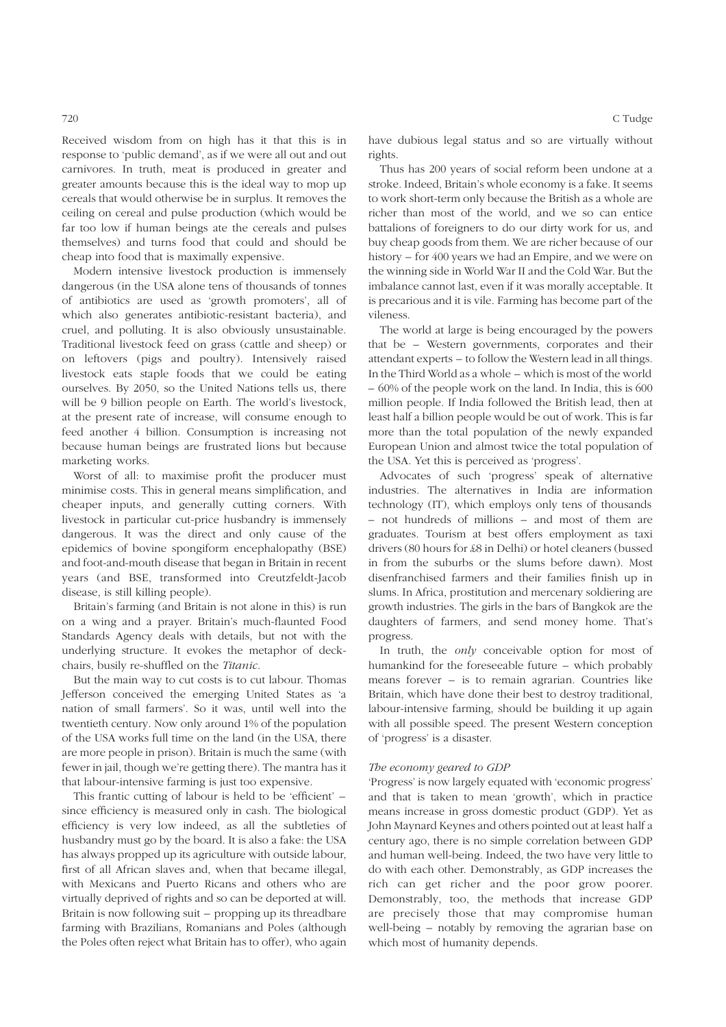Received wisdom from on high has it that this is in response to 'public demand', as if we were all out and out carnivores. In truth, meat is produced in greater and greater amounts because this is the ideal way to mop up cereals that would otherwise be in surplus. It removes the ceiling on cereal and pulse production (which would be far too low if human beings ate the cereals and pulses themselves) and turns food that could and should be cheap into food that is maximally expensive.

Modern intensive livestock production is immensely dangerous (in the USA alone tens of thousands of tonnes of antibiotics are used as 'growth promoters', all of which also generates antibiotic-resistant bacteria), and cruel, and polluting. It is also obviously unsustainable. Traditional livestock feed on grass (cattle and sheep) or on leftovers (pigs and poultry). Intensively raised livestock eats staple foods that we could be eating ourselves. By 2050, so the United Nations tells us, there will be 9 billion people on Earth. The world's livestock, at the present rate of increase, will consume enough to feed another 4 billion. Consumption is increasing not because human beings are frustrated lions but because marketing works.

Worst of all: to maximise profit the producer must minimise costs. This in general means simplification, and cheaper inputs, and generally cutting corners. With livestock in particular cut-price husbandry is immensely dangerous. It was the direct and only cause of the epidemics of bovine spongiform encephalopathy (BSE) and foot-and-mouth disease that began in Britain in recent years (and BSE, transformed into Creutzfeldt-Jacob disease, is still killing people).

Britain's farming (and Britain is not alone in this) is run on a wing and a prayer. Britain's much-flaunted Food Standards Agency deals with details, but not with the underlying structure. It evokes the metaphor of deck-chairs, busily re-shuffled on the *Titanic*.

But the main way to cut costs is to cut labour. Thomas Jefferson conceived the emerging United States as 'a nation of small farmers'. So it was, until well into the twentieth century. Now only around 1% of the population of the USA works full time on the land (in the USA, there are more people in prison). Britain is much the same (with fewer in jail, though we're getting there). The mantra has it that labour-intensive farming is just too expensive.

This frantic cutting of labour is held to be 'efficient' – since efficiency is measured only in cash. The biological efficiency is very low indeed, as all the subtleties of husbandry must go by the board. It is also a fake: the USA has always propped up its agriculture with outside labour, first of all African slaves and, when that became illegal, with Mexicans and Puerto Ricans and others who are virtually deprived of rights and so can be deported at will. Britain is now following suit – propping up its threadbare farming with Brazilians, Romanians and Poles (although the Poles often reject what Britain has to offer), who again have dubious legal status and so are virtually without rights.

Thus has 200 years of social reform been undone at a stroke. Indeed, Britain's whole economy is a fake. It seems to work short-term only because the British as a whole are richer than most of the world, and we so can entice battalions of foreigners to do our dirty work for us, and buy cheap goods from them. We are richer because of our history – for 400 years we had an Empire, and we were on the winning side in World War II and the Cold War. But the imbalance cannot last, even if it was morally acceptable. It is precarious and it is vile. Farming has become part of the vileness.

The world at large is being encouraged by the powers that be – Western governments, corporates and their attendant experts – to follow the Western lead in all things. In the Third World as a whole – which is most of the world – 60% of the people work on the land. In India, this is 600 million people. If India followed the British lead, then at least half a billion people would be out of work. This is far more than the total population of the newly expanded European Union and almost twice the total population of the USA. Yet this is perceived as 'progress'.

Advocates of such 'progress' speak of alternative industries. The alternatives in India are information technology (IT), which employs only tens of thousands – not hundreds of millions – and most of them are graduates. Tourism at best offers employment as taxi drivers (80 hours for £8 in Delhi) or hotel cleaners (bussed in from the suburbs or the slums before dawn). Most disenfranchised farmers and their families finish up in slums. In Africa, prostitution and mercenary soldiering are growth industries. The girls in the bars of Bangkok are the daughters of farmers, and send money home. That's progress.

In truth, the *only* conceivable option for most of humankind for the foreseeable future – which probably means forever – is to remain agrarian. Countries like Britain, which have done their best to destroy traditional, labour-intensive farming, should be building it up again with all possible speed. The present Western conception of 'progress' is a disaster.

*The economy geared to GDP*

'Progress' is now largely equated with 'economic progress' and that is taken to mean 'growth', which in practice means increase in gross domestic product (GDP). Yet as John Maynard Keynes and others pointed out at least half a century ago, there is no simple correlation between GDP and human well-being. Indeed, the two have very little to do with each other. Demonstrably, as GDP increases the rich can get richer and the poor grow poorer. Demonstrably, too, the methods that increase GDP are precisely those that may compromise human well-being – notably by removing the agrarian base on which most of humanity depends.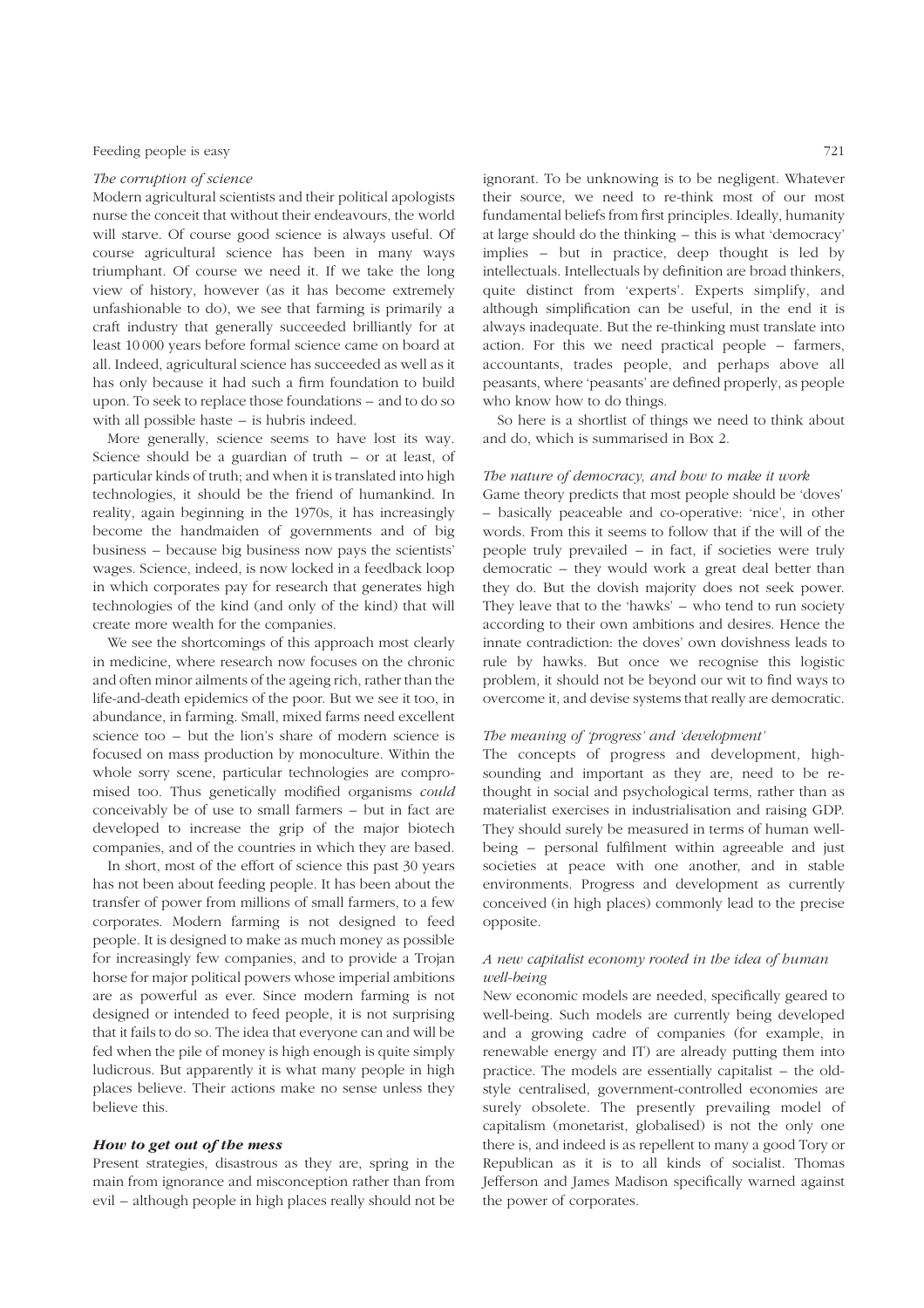*The corruption of science*

Modern agricultural scientists and their political apologists nurse the conceit that without their endeavours, the world will starve. Of course good science is always useful. Of course agricultural science has been in many ways triumphant. Of course we need it. If we take the long view of history, however (as it has become extremely unfashionable to do), we see that farming is primarily a craft industry that generally succeeded brilliantly for at least 10 000 years before formal science came on board at all. Indeed, agricultural science has succeeded as well as it has only because it had such a firm foundation to build upon. To seek to replace those foundations – and to do so with all possible haste – is hubris indeed.

More generally, science seems to have lost its way. Science should be a guardian of truth – or at least, of particular kinds of truth; and when it is translated into high technologies, it should be the friend of humankind. In reality, again beginning in the 1970s, it has increasingly become the handmaiden of governments and of big business – because big business now pays the scientists' wages. Science, indeed, is now locked in a feedback loop in which corporates pay for research that generates high technologies of the kind (and only of the kind) that will create more wealth for the companies.

We see the shortcomings of this approach most clearly in medicine, where research now focuses on the chronic and often minor ailments of the ageing rich, rather than the life-and-death epidemics of the poor. But we see it too, in abundance, in farming. Small, mixed farms need excellent science too – but the lion's share of modern science is focused on mass production by monoculture. Within the whole sorry scene, particular technologies are compromised too. Thus genetically modified organisms *could* conceivably be of use to small farmers – but in fact are developed to increase the grip of the major biotech companies, and of the countries in which they are based.

In short, most of the effort of science this past 30 years has not been about feeding people. It has been about the transfer of power from millions of small farmers, to a few corporates. Modern farming is not designed to feed people. It is designed to make as much money as possible for increasingly few companies, and to provide a Trojan horse for major political powers whose imperial ambitions are as powerful as ever. Since modern farming is not designed or intended to feed people, it is not surprising that it fails to do so. The idea that everyone can and will be fed when the pile of money is high enough is quite simply ludicrous. But apparently it is what many people in high places believe. Their actions make no sense unless they believe this.

### *How to get out of the mess*

Present strategies, disastrous as they are, spring in the main from ignorance and misconception rather than from evil – although people in high places really should not be ignorant. To be unknowing is to be negligent. Whatever their source, we need to re-think most of our most fundamental beliefs from first principles. Ideally, humanity at large should do the thinking – this is what 'democracy' implies – but in practice, deep thought is led by intellectuals. Intellectuals by definition are broad thinkers, quite distinct from 'experts'. Experts simplify, and although simplification can be useful, in the end it is always inadequate. But the re-thinking must translate into action. For this we need practical people – farmers, accountants, trades people, and perhaps above all peasants, where 'peasants' are defined properly, as people who know how to do things.

So here is a shortlist of things we need to think about and do, which is summarised in Box 2.

*The nature of democracy, and how to make it work*

Game theory predicts that most people should be 'doves' – basically peaceable and co-operative: 'nice', in other words. From this it seems to follow that if the will of the people truly prevailed – in fact, if societies were truly democratic – they would work a great deal better than they do. But the dovish majority does not seek power. They leave that to the 'hawks' – who tend to run society according to their own ambitions and desires. Hence the innate contradiction: the doves' own dovishness leads to rule by hawks. But once we recognise this logistic problem, it should not be beyond our wit to find ways to overcome it, and devise systems that really are democratic.

*The meaning of 'progress' and 'development'*

The concepts of progress and development, high-sounding and important as they are, need to be re-thought in social and psychological terms, rather than as materialist exercises in industrialisation and raising GDP. They should surely be measured in terms of human well-being – personal fulfilment within agreeable and just societies at peace with one another, and in stable environments. Progress and development as currently conceived (in high places) commonly lead to the precise opposite.

*A new capitalist economy rooted in the idea of human well-being*

New economic models are needed, specifically geared to well-being. Such models are currently being developed and a growing cadre of companies (for example, in renewable energy and IT) are already putting them into practice. The models are essentially capitalist – the old-style centralised, government-controlled economies are surely obsolete. The presently prevailing model of capitalism (monetarist, globalised) is not the only one there is, and indeed is as repellent to many a good Tory or Republican as it is to all kinds of socialist. Thomas Jefferson and James Madison specifically warned against the power of corporates.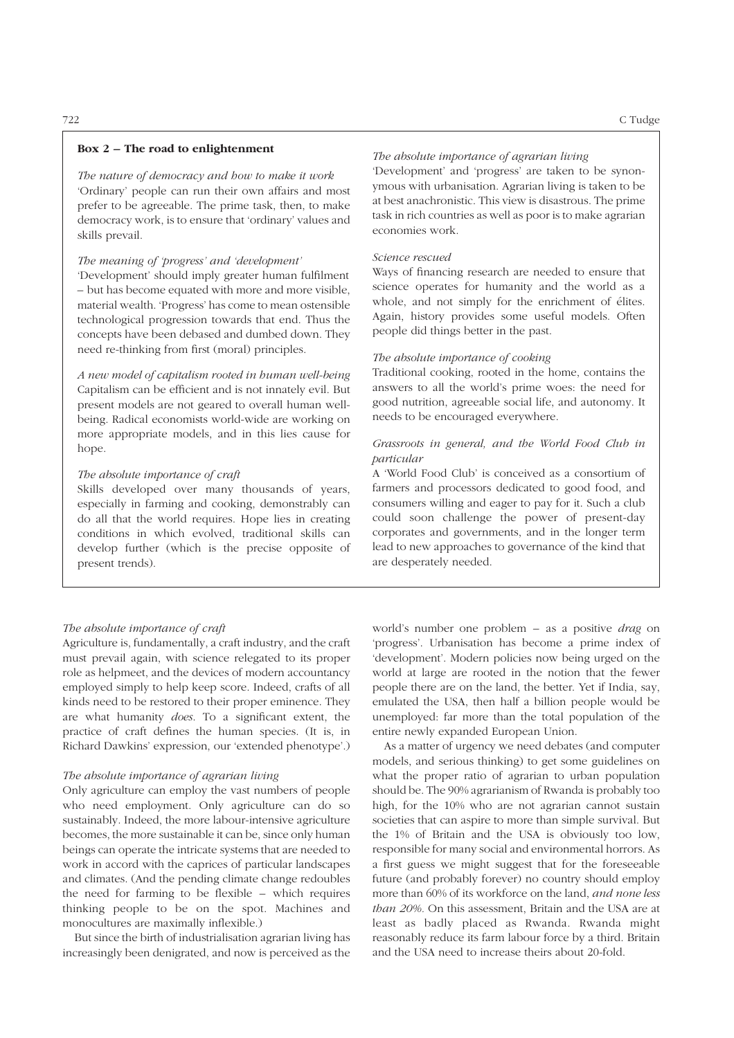## Box 2 – The road to enlightenment

*The nature of democracy and how to make it work*
'Ordinary' people can run their own affairs and most prefer to be agreeable. The prime task, then, to make democracy work, is to ensure that 'ordinary' values and skills prevail.

*The meaning of 'progress' and 'development'*
'Development' should imply greater human fulfilment – but has become equated with more and more visible, material wealth. 'Progress' has come to mean ostensible technological progression towards that end. Thus the concepts have been debased and dumbed down. They need re-thinking from first (moral) principles.

*A new model of capitalism rooted in human well-being*
Capitalism can be efficient and is not innately evil. But present models are not geared to overall human well-being. Radical economists world-wide are working on more appropriate models, and in this lies cause for hope.

*The absolute importance of craft*
Skills developed over many thousands of years, especially in farming and cooking, demonstrably can do all that the world requires. Hope lies in creating conditions in which evolved, traditional skills can develop further (which is the precise opposite of present trends).

*The absolute importance of agrarian living*
'Development' and 'progress' are taken to be synonymous with urbanisation. Agrarian living is taken to be at best anachronistic. This view is disastrous. The prime task in rich countries as well as poor is to make agrarian economies work.

*Science rescued*
Ways of financing research are needed to ensure that science operates for humanity and the world as a whole, and not simply for the enrichment of élites. Again, history provides some useful models. Often people did things better in the past.

*The absolute importance of cooking*
Traditional cooking, rooted in the home, contains the answers to all the world's prime woes: the need for good nutrition, agreeable social life, and autonomy. It needs to be encouraged everywhere.

*Grassroots in general, and the World Food Club in particular*
A 'World Food Club' is conceived as a consortium of farmers and processors dedicated to good food, and consumers willing and eager to pay for it. Such a club could soon challenge the power of present-day corporates and governments, and in the longer term lead to new approaches to governance of the kind that are desperately needed.

---

*The absolute importance of craft*

Agriculture is, fundamentally, a craft industry, and the craft must prevail again, with science relegated to its proper role as helpmeet, and the devices of modern accountancy employed simply to help keep score. Indeed, crafts of all kinds need to be restored to their proper eminence. They are what humanity *does*. To a significant extent, the practice of craft defines the human species. (It is, in Richard Dawkins' expression, our 'extended phenotype'.)

*The absolute importance of agrarian living*

Only agriculture can employ the vast numbers of people who need employment. Only agriculture can do so sustainably. Indeed, the more labour-intensive agriculture becomes, the more sustainable it can be, since only human beings can operate the intricate systems that are needed to work in accord with the caprices of particular landscapes and climates. (And the pending climate change redoubles the need for farming to be flexible – which requires thinking people to be on the spot. Machines and monocultures are maximally inflexible.)

But since the birth of industrialisation agrarian living has increasingly been denigrated, and now is perceived as the world's number one problem – as a positive *drag* on 'progress'. Urbanisation has become a prime index of 'development'. Modern policies now being urged on the world at large are rooted in the notion that the fewer people there are on the land, the better. Yet if India, say, emulated the USA, then half a billion people would be unemployed: far more than the total population of the entire newly expanded European Union.

As a matter of urgency we need debates (and computer models, and serious thinking) to get some guidelines on what the proper ratio of agrarian to urban population should be. The 90% agrarianism of Rwanda is probably too high, for the 10% who are not agrarian cannot sustain societies that can aspire to more than simple survival. But the 1% of Britain and the USA is obviously too low, responsible for many social and environmental horrors. As a first guess we might suggest that for the foreseeable future (and probably forever) no country should employ more than 60% of its workforce on the land, *and none less than 20%*. On this assessment, Britain and the USA are at least as badly placed as Rwanda. Rwanda might reasonably reduce its farm labour force by a third. Britain and the USA need to increase theirs about 20-fold.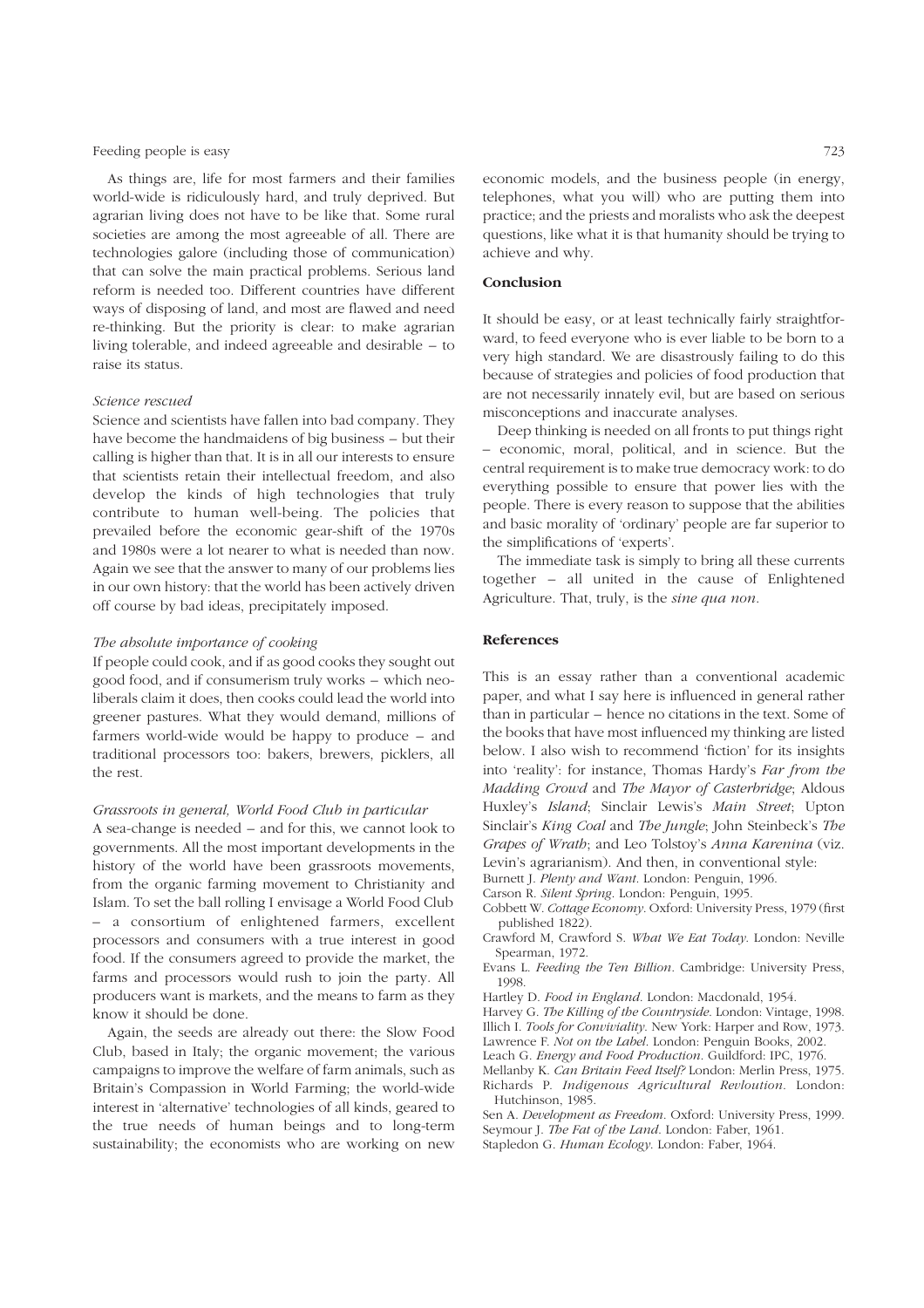As things are, life for most farmers and their families world-wide is ridiculously hard, and truly deprived. But agrarian living does not have to be like that. Some rural societies are among the most agreeable of all. There are technologies galore (including those of communication) that can solve the main practical problems. Serious land reform is needed too. Different countries have different ways of disposing of land, and most are flawed and need re-thinking. But the priority is clear: to make agrarian living tolerable, and indeed agreeable and desirable – to raise its status.

*Science rescued*

Science and scientists have fallen into bad company. They have become the handmaidens of big business – but their calling is higher than that. It is in all our interests to ensure that scientists retain their intellectual freedom, and also develop the kinds of high technologies that truly contribute to human well-being. The policies that prevailed before the economic gear-shift of the 1970s and 1980s were a lot nearer to what is needed than now. Again we see that the answer to many of our problems lies in our own history: that the world has been actively driven off course by bad ideas, precipitately imposed.

*The absolute importance of cooking*

If people could cook, and if as good cooks they sought out good food, and if consumerism truly works – which neo-liberals claim it does, then cooks could lead the world into greener pastures. What they would demand, millions of farmers world-wide would be happy to produce – and traditional processors too: bakers, brewers, picklers, all the rest.

*Grassroots in general, World Food Club in particular*

A sea-change is needed – and for this, we cannot look to governments. All the most important developments in the history of the world have been grassroots movements, from the organic farming movement to Christianity and Islam. To set the ball rolling I envisage a World Food Club – a consortium of enlightened farmers, excellent processors and consumers with a true interest in good food. If the consumers agreed to provide the market, the farms and processors would rush to join the party. All producers want is markets, and the means to farm as they know it should be done.

Again, the seeds are already out there: the Slow Food Club, based in Italy; the organic movement; the various campaigns to improve the welfare of farm animals, such as Britain's Compassion in World Farming; the world-wide interest in 'alternative' technologies of all kinds, geared to the true needs of human beings and to long-term sustainability; the economists who are working on new economic models, and the business people (in energy, telephones, what you will) who are putting them into practice; and the priests and moralists who ask the deepest questions, like what it is that humanity should be trying to achieve and why.

## Conclusion

It should be easy, or at least technically fairly straightforward, to feed everyone who is ever liable to be born to a very high standard. We are disastrously failing to do this because of strategies and policies of food production that are not necessarily innately evil, but are based on serious misconceptions and inaccurate analyses.

Deep thinking is needed on all fronts to put things right – economic, moral, political, and in science. But the central requirement is to make true democracy work: to do everything possible to ensure that power lies with the people. There is every reason to suppose that the abilities and basic morality of 'ordinary' people are far superior to the simplifications of 'experts'.

The immediate task is simply to bring all these currents together – all united in the cause of Enlightened Agriculture. That, truly, is the *sine qua non*.

## References

This is an essay rather than a conventional academic paper, and what I say here is influenced in general rather than in particular – hence no citations in the text. Some of the books that have most influenced my thinking are listed below. I also wish to recommend 'fiction' for its insights into 'reality': for instance, Thomas Hardy's *Far from the Madding Crowd* and *The Mayor of Casterbridge*; Aldous Huxley's *Island*; Sinclair Lewis's *Main Street*; Upton Sinclair's *King Coal* and *The Jungle*; John Steinbeck's *The Grapes of Wrath*; and Leo Tolstoy's *Anna Karenina* (viz. Levin's agrarianism). And then, in conventional style:

Burnett J. *Plenty and Want*. London: Penguin, 1996.

Carson R. *Silent Spring*. London: Penguin, 1995.

Cobbett W. *Cottage Economy*. Oxford: University Press, 1979 (first published 1822).

Crawford M, Crawford S. *What We Eat Today*. London: Neville Spearman, 1972.

Evans L. *Feeding the Ten Billion*. Cambridge: University Press, 1998.

Hartley D. *Food in England*. London: Macdonald, 1954.

Harvey G. *The Killing of the Countryside*. London: Vintage, 1998.

Illich I. *Tools for Conviviality*. New York: Harper and Row, 1973.

Lawrence F. *Not on the Label*. London: Penguin Books, 2002.

Leach G. *Energy and Food Production*. Guildford: IPC, 1976.

Mellanby K. *Can Britain Feed Itself?* London: Merlin Press, 1975.

Richards P. *Indigenous Agricultural Revloution*. London: Hutchinson, 1985.

Sen A. *Development as Freedom*. Oxford: University Press, 1999.

Seymour J. *The Fat of the Land*. London: Faber, 1961.

Stapledon G. *Human Ecology*. London: Faber, 1964.